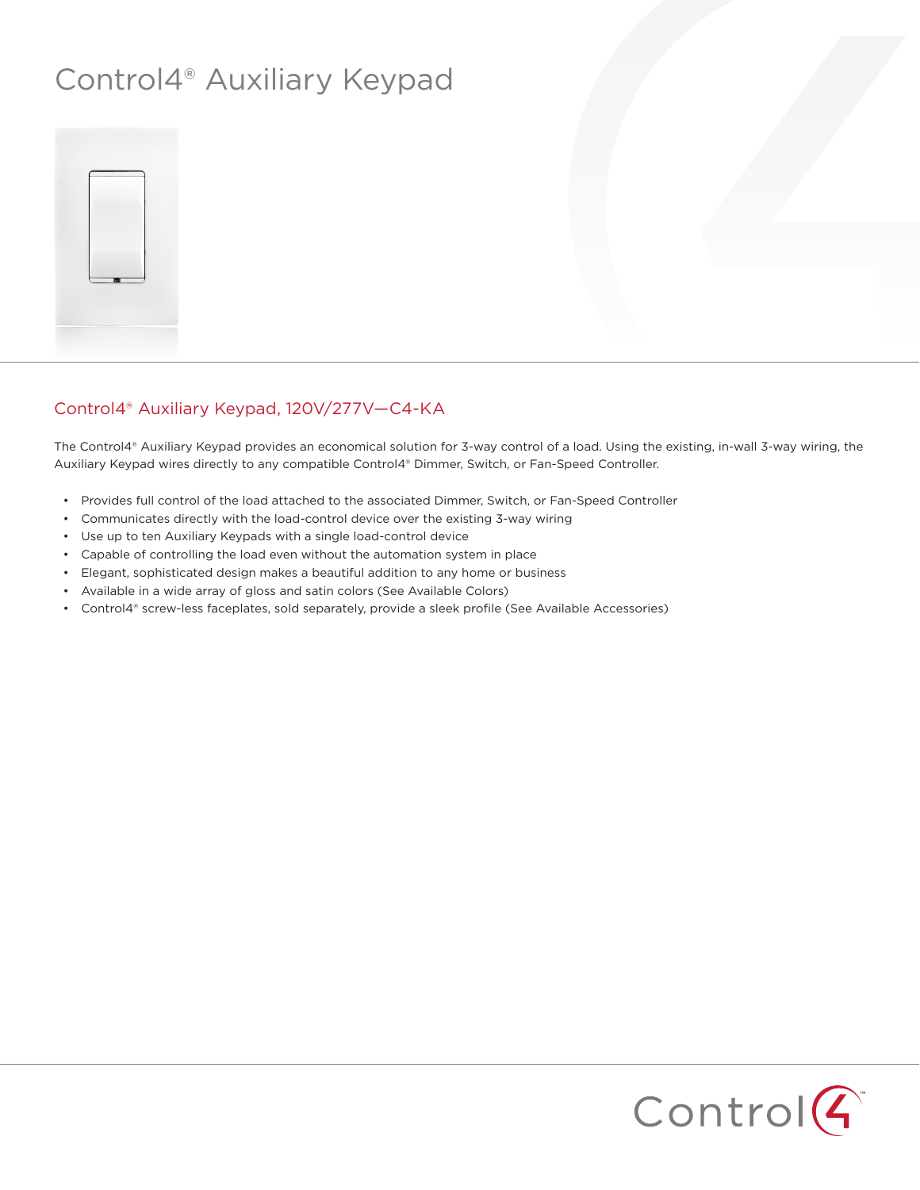# Control4® Auxiliary Keypad

## Control4® Auxiliary Keypad, 120V/277V—C4-KA

The Control4® Auxiliary Keypad provides an economical solution for 3-way control of a load. Using the existing, in-wall 3-way wiring, the Auxiliary Keypad wires directly to any compatible Control4® Dimmer, Switch, or Fan-Speed Controller.

- Provides full control of the load attached to the associated Dimmer, Switch, or Fan-Speed Controller
- Communicates directly with the load-control device over the existing 3-way wiring
- Use up to ten Auxiliary Keypads with a single load-control device
- Capable of controlling the load even without the automation system in place
- Elegant, sophisticated design makes a beautiful addition to any home or business
- Available in a wide array of gloss and satin colors (See Available Colors)
- Control4® screw-less faceplates, sold separately, provide a sleek profile (See Available Accessories)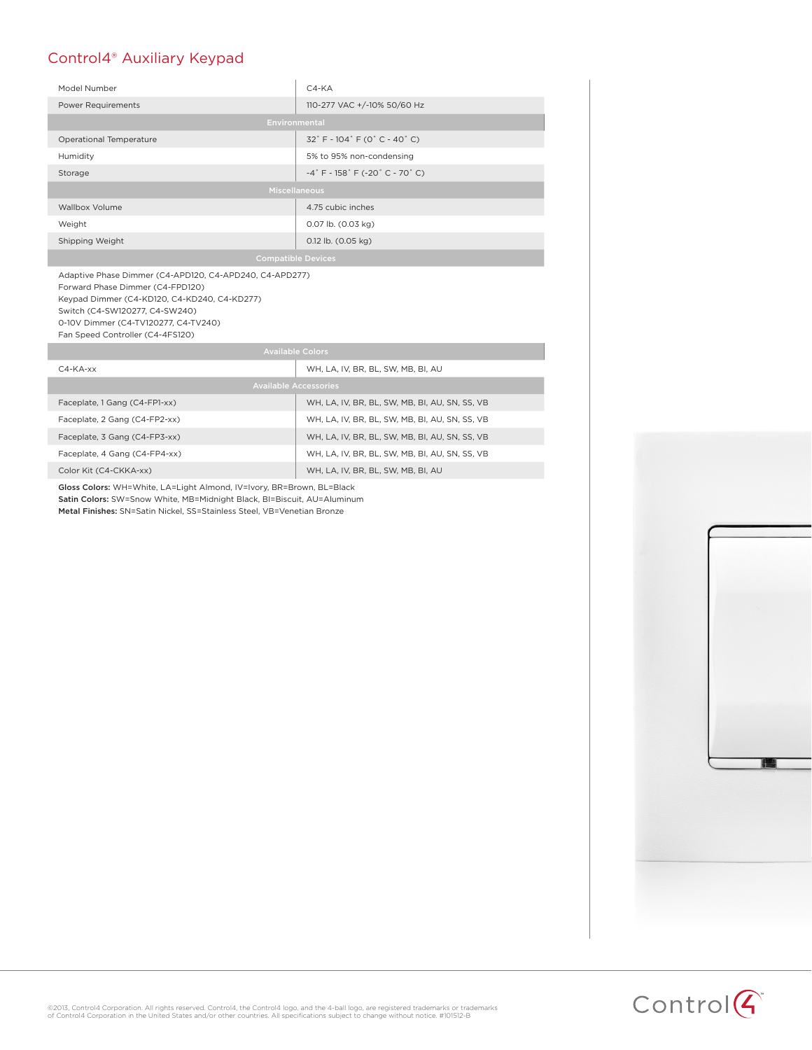# Control4® Auxiliary Keypad

| | |
|---|---|
| Model Number | C4-KA |
| Power Requirements | 110-277 VAC +/-10% 50/60 Hz |
| **Environmental** | |
| Operational Temperature | 32˚ F - 104˚ F (0˚ C - 40˚ C) |
| Humidity | 5% to 95% non-condensing |
| Storage | -4˚ F - 158˚ F (-20˚ C - 70˚ C) |
| **Miscellaneous** | |
| Wallbox Volume | 4.75 cubic inches |
| Weight | 0.07 lb. (0.03 kg) |
| Shipping Weight | 0.12 lb. (0.05 kg) |

**Compatible Devices**

Adaptive Phase Dimmer (C4-APD120, C4-APD240, C4-APD277)
Forward Phase Dimmer (C4-FPD120)
Keypad Dimmer (C4-KD120, C4-KD240, C4-KD277)
Switch (C4-SW120277, C4-SW240)
0-10V Dimmer (C4-TV120277, C4-TV240)
Fan Speed Controller (C4-4FS120)

| | |
|---|---|
| **Available Colors** | |
| C4-KA-xx | WH, LA, IV, BR, BL, SW, MB, BI, AU |
| **Available Accessories** | |
| Faceplate, 1 Gang (C4-FP1-xx) | WH, LA, IV, BR, BL, SW, MB, BI, AU, SN, SS, VB |
| Faceplate, 2 Gang (C4-FP2-xx) | WH, LA, IV, BR, BL, SW, MB, BI, AU, SN, SS, VB |
| Faceplate, 3 Gang (C4-FP3-xx) | WH, LA, IV, BR, BL, SW, MB, BI, AU, SN, SS, VB |
| Faceplate, 4 Gang (C4-FP4-xx) | WH, LA, IV, BR, BL, SW, MB, BI, AU, SN, SS, VB |
| Color Kit (C4-CKKA-xx) | WH, LA, IV, BR, BL, SW, MB, BI, AU |

**Gloss Colors:** WH=White, LA=Light Almond, IV=Ivory, BR=Brown, BL=Black
**Satin Colors:** SW=Snow White, MB=Midnight Black, BI=Biscuit, AU=Aluminum
**Metal Finishes:** SN=Satin Nickel, SS=Stainless Steel, VB=Venetian Bronze

©2013, Control4 Corporation. All rights reserved. Control4, the Control4 logo, and the 4-ball logo, are registered trademarks or trademarks of Control4 Corporation in the United States and/or other countries. All specifications subject to change without notice. #101512-B